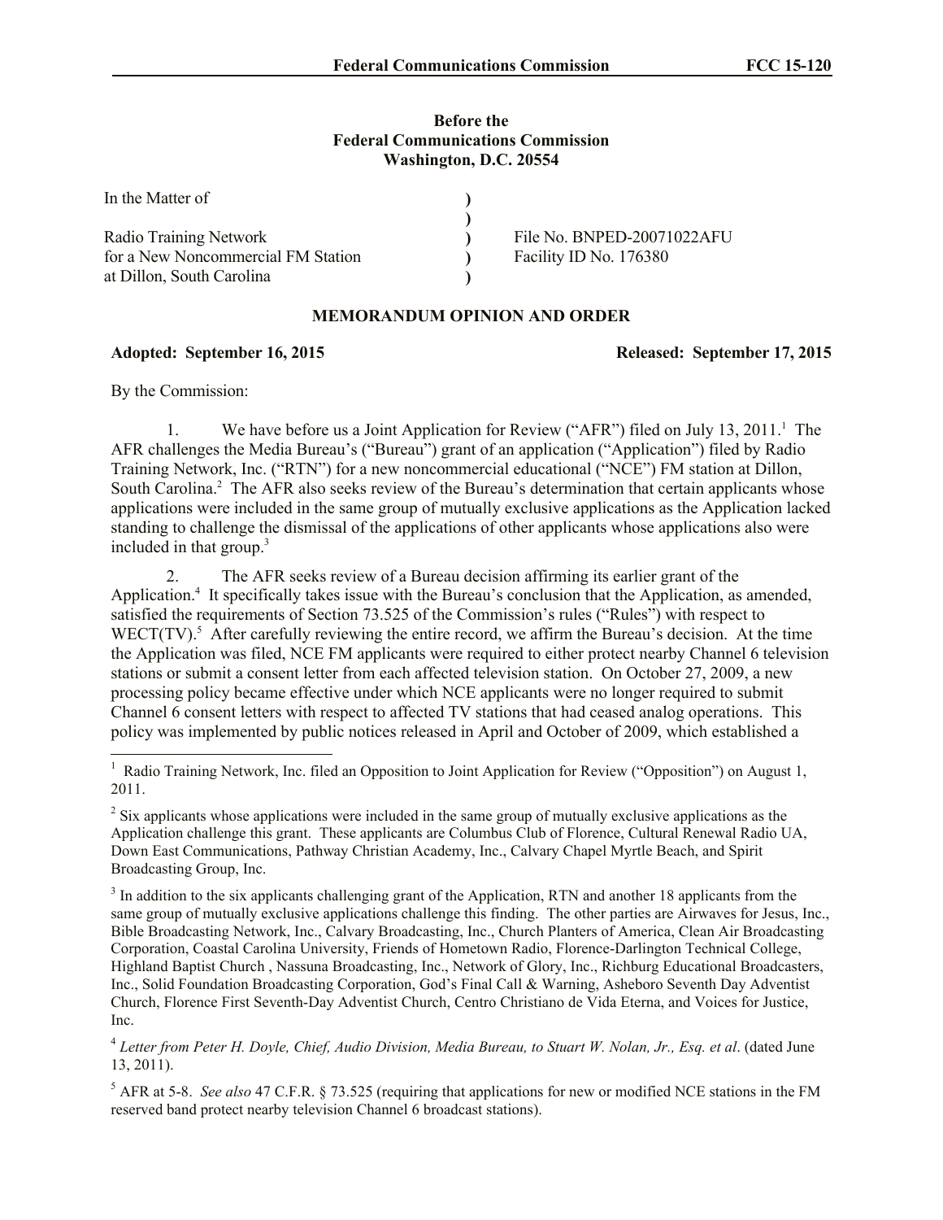**Before the**
**Federal Communications Commission**
**Washington, D.C. 20554**

| | | |
|---|---|---|
| In the Matter of | ) | |
| | ) | |
| Radio Training Network | ) | File No. BNPED-20071022AFU |
| for a New Noncommercial FM Station | ) | Facility ID No. 176380 |
| at Dillon, South Carolina | ) | |

## MEMORANDUM OPINION AND ORDER

**Adopted: September 16, 2015** **Released: September 17, 2015**

By the Commission:

1. We have before us a Joint Application for Review ("AFR") filed on July 13, 2011.[1] The AFR challenges the Media Bureau's ("Bureau") grant of an application ("Application") filed by Radio Training Network, Inc. ("RTN") for a new noncommercial educational ("NCE") FM station at Dillon, South Carolina.[2] The AFR also seeks review of the Bureau's determination that certain applicants whose applications were included in the same group of mutually exclusive applications as the Application lacked standing to challenge the dismissal of the applications of other applicants whose applications also were included in that group.[3]

2. The AFR seeks review of a Bureau decision affirming its earlier grant of the Application.[4] It specifically takes issue with the Bureau's conclusion that the Application, as amended, satisfied the requirements of Section 73.525 of the Commission's rules ("Rules") with respect to WECT(TV).[5] After carefully reviewing the entire record, we affirm the Bureau's decision. At the time the Application was filed, NCE FM applicants were required to either protect nearby Channel 6 television stations or submit a consent letter from each affected television station. On October 27, 2009, a new processing policy became effective under which NCE applicants were no longer required to submit Channel 6 consent letters with respect to affected TV stations that had ceased analog operations. This policy was implemented by public notices released in April and October of 2009, which established a

---

[1] Radio Training Network, Inc. filed an Opposition to Joint Application for Review ("Opposition") on August 1, 2011.

[2] Six applicants whose applications were included in the same group of mutually exclusive applications as the Application challenge this grant. These applicants are Columbus Club of Florence, Cultural Renewal Radio UA, Down East Communications, Pathway Christian Academy, Inc., Calvary Chapel Myrtle Beach, and Spirit Broadcasting Group, Inc.

[3] In addition to the six applicants challenging grant of the Application, RTN and another 18 applicants from the same group of mutually exclusive applications challenge this finding. The other parties are Airwaves for Jesus, Inc., Bible Broadcasting Network, Inc., Calvary Broadcasting, Inc., Church Planters of America, Clean Air Broadcasting Corporation, Coastal Carolina University, Friends of Hometown Radio, Florence-Darlington Technical College, Highland Baptist Church , Nassuna Broadcasting, Inc., Network of Glory, Inc., Richburg Educational Broadcasters, Inc., Solid Foundation Broadcasting Corporation, God's Final Call & Warning, Asheboro Seventh Day Adventist Church, Florence First Seventh-Day Adventist Church, Centro Christiano de Vida Eterna, and Voices for Justice, Inc.

[4] *Letter from Peter H. Doyle, Chief, Audio Division, Media Bureau, to Stuart W. Nolan, Jr., Esq. et al*. (dated June 13, 2011).

[5] AFR at 5-8. *See also* 47 C.F.R. § 73.525 (requiring that applications for new or modified NCE stations in the FM reserved band protect nearby television Channel 6 broadcast stations).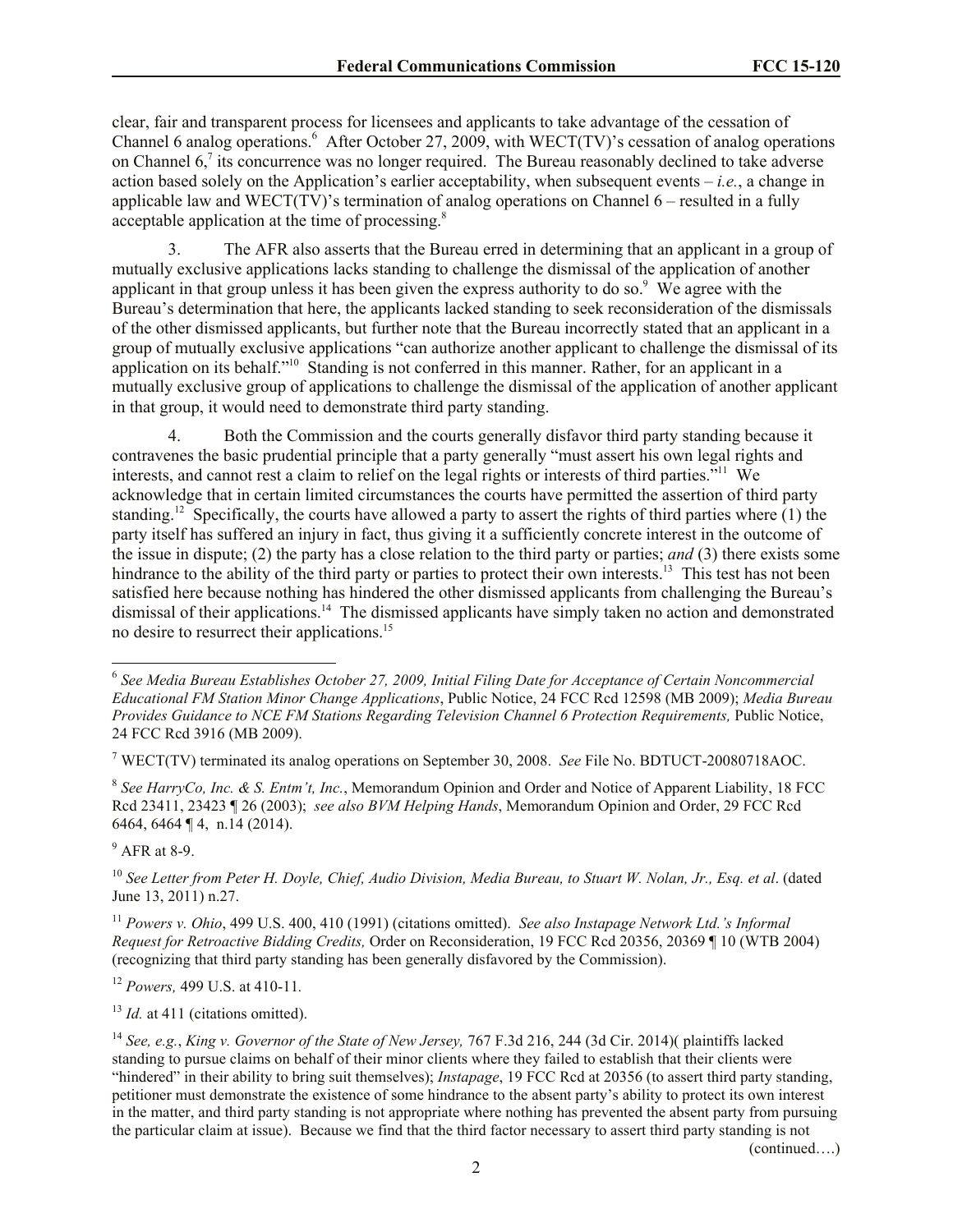clear, fair and transparent process for licensees and applicants to take advantage of the cessation of Channel 6 analog operations.[6] After October 27, 2009, with WECT(TV)'s cessation of analog operations on Channel 6,[7] its concurrence was no longer required. The Bureau reasonably declined to take adverse action based solely on the Application's earlier acceptability, when subsequent events – *i.e.*, a change in applicable law and WECT(TV)'s termination of analog operations on Channel 6 – resulted in a fully acceptable application at the time of processing.[8]

3. The AFR also asserts that the Bureau erred in determining that an applicant in a group of mutually exclusive applications lacks standing to challenge the dismissal of the application of another applicant in that group unless it has been given the express authority to do so.[9] We agree with the Bureau's determination that here, the applicants lacked standing to seek reconsideration of the dismissals of the other dismissed applicants, but further note that the Bureau incorrectly stated that an applicant in a group of mutually exclusive applications "can authorize another applicant to challenge the dismissal of its application on its behalf."[10] Standing is not conferred in this manner. Rather, for an applicant in a mutually exclusive group of applications to challenge the dismissal of the application of another applicant in that group, it would need to demonstrate third party standing.

4. Both the Commission and the courts generally disfavor third party standing because it contravenes the basic prudential principle that a party generally "must assert his own legal rights and interests, and cannot rest a claim to relief on the legal rights or interests of third parties."[11] We acknowledge that in certain limited circumstances the courts have permitted the assertion of third party standing.[12] Specifically, the courts have allowed a party to assert the rights of third parties where (1) the party itself has suffered an injury in fact, thus giving it a sufficiently concrete interest in the outcome of the issue in dispute; (2) the party has a close relation to the third party or parties; *and* (3) there exists some hindrance to the ability of the third party or parties to protect their own interests.[13] This test has not been satisfied here because nothing has hindered the other dismissed applicants from challenging the Bureau's dismissal of their applications.[14] The dismissed applicants have simply taken no action and demonstrated no desire to resurrect their applications.[15]

---

[6] *See Media Bureau Establishes October 27, 2009, Initial Filing Date for Acceptance of Certain Noncommercial Educational FM Station Minor Change Applications*, Public Notice, 24 FCC Rcd 12598 (MB 2009); *Media Bureau Provides Guidance to NCE FM Stations Regarding Television Channel 6 Protection Requirements,* Public Notice, 24 FCC Rcd 3916 (MB 2009).

[7] WECT(TV) terminated its analog operations on September 30, 2008. *See* File No. BDTUCT-20080718AOC.

[8] *See HarryCo, Inc. & S. Entm't, Inc.*, Memorandum Opinion and Order and Notice of Apparent Liability, 18 FCC Rcd 23411, 23423 ¶ 26 (2003); *see also BVM Helping Hands*, Memorandum Opinion and Order, 29 FCC Rcd 6464, 6464 ¶ 4, n.14 (2014).

[9] AFR at 8-9.

[10] *See Letter from Peter H. Doyle, Chief, Audio Division, Media Bureau, to Stuart W. Nolan, Jr., Esq. et al*. (dated June 13, 2011) n.27.

[11] *Powers v. Ohio*, 499 U.S. 400, 410 (1991) (citations omitted). *See also Instapage Network Ltd.'s Informal Request for Retroactive Bidding Credits,* Order on Reconsideration, 19 FCC Rcd 20356, 20369 ¶ 10 (WTB 2004) (recognizing that third party standing has been generally disfavored by the Commission).

[12] *Powers,* 499 U.S. at 410-11.

[13] *Id.* at 411 (citations omitted).

[14] *See, e.g.*, *King v. Governor of the State of New Jersey,* 767 F.3d 216, 244 (3d Cir. 2014)( plaintiffs lacked standing to pursue claims on behalf of their minor clients where they failed to establish that their clients were "hindered" in their ability to bring suit themselves); *Instapage*, 19 FCC Rcd at 20356 (to assert third party standing, petitioner must demonstrate the existence of some hindrance to the absent party's ability to protect its own interest in the matter, and third party standing is not appropriate where nothing has prevented the absent party from pursuing the particular claim at issue). Because we find that the third factor necessary to assert third party standing is not

(continued….)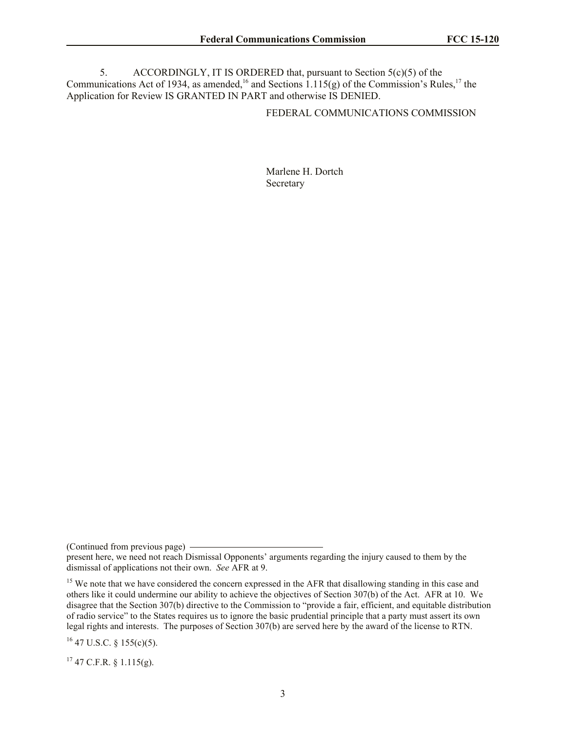5. ACCORDINGLY, IT IS ORDERED that, pursuant to Section 5(c)(5) of the Communications Act of 1934, as amended,[16] and Sections 1.115(g) of the Commission's Rules,[17] the Application for Review IS GRANTED IN PART and otherwise IS DENIED.

FEDERAL COMMUNICATIONS COMMISSION

Marlene H. Dortch
Secretary

(Continued from previous page)

present here, we need not reach Dismissal Opponents' arguments regarding the injury caused to them by the dismissal of applications not their own. *See* AFR at 9.

[15] We note that we have considered the concern expressed in the AFR that disallowing standing in this case and others like it could undermine our ability to achieve the objectives of Section 307(b) of the Act. AFR at 10. We disagree that the Section 307(b) directive to the Commission to "provide a fair, efficient, and equitable distribution of radio service" to the States requires us to ignore the basic prudential principle that a party must assert its own legal rights and interests. The purposes of Section 307(b) are served here by the award of the license to RTN.

[16] 47 U.S.C. § 155(c)(5).

[17] 47 C.F.R. § 1.115(g).